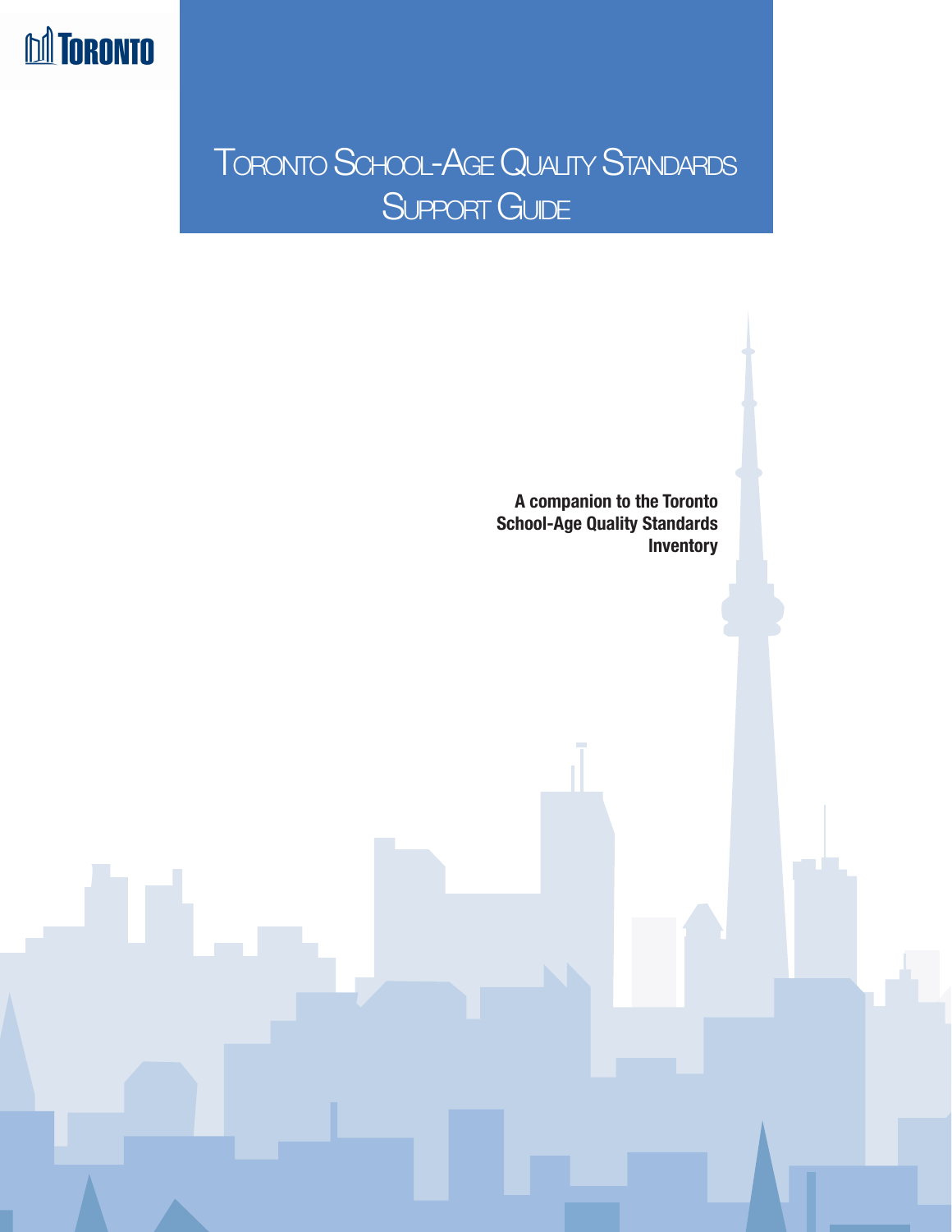Toronto

# Toronto School-Age Quality Standards Support Guide

**A companion to the Toronto School-Age Quality Standards Inventory**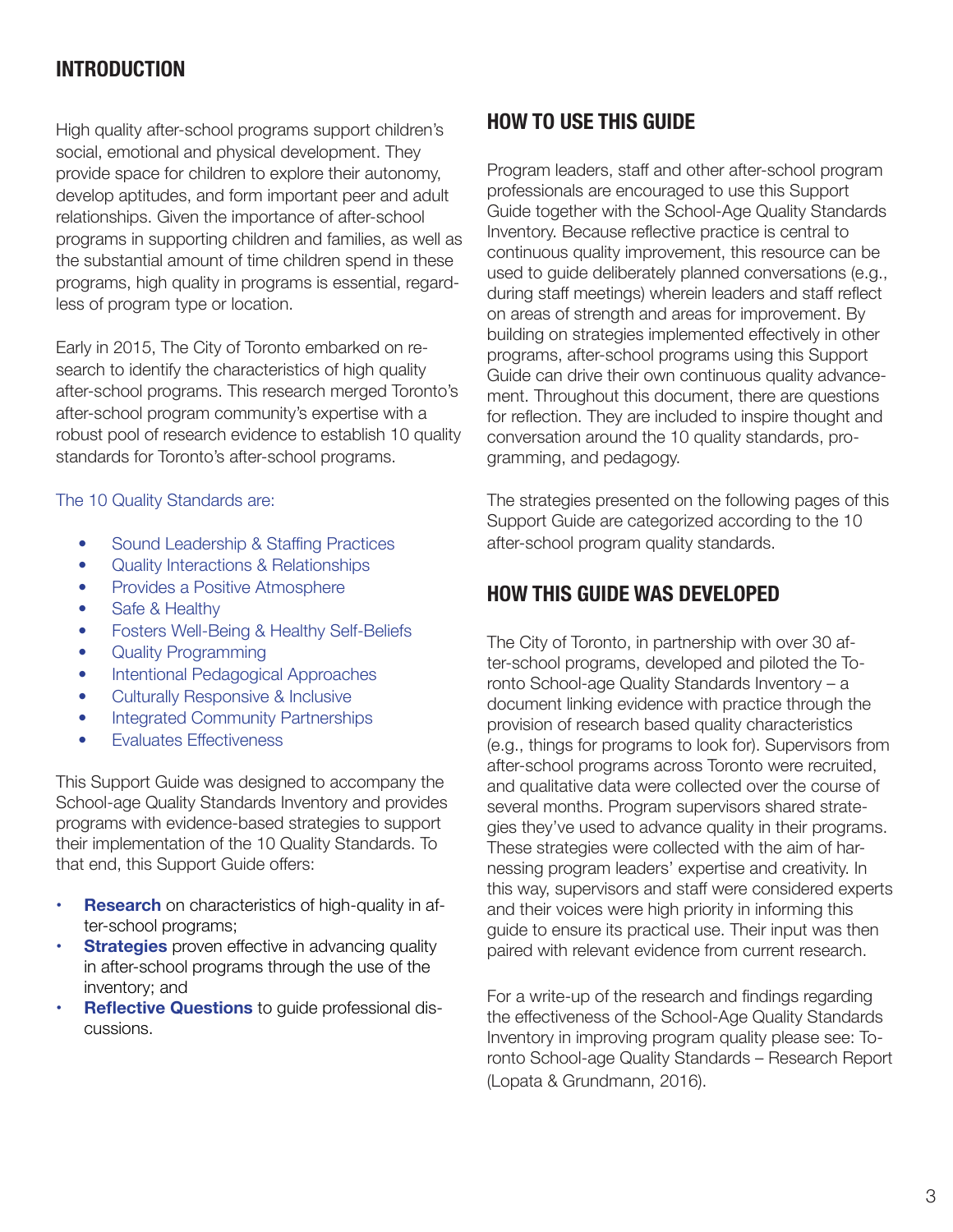## INTRODUCTION

High quality after-school programs support children's social, emotional and physical development. They provide space for children to explore their autonomy, develop aptitudes, and form important peer and adult relationships. Given the importance of after-school programs in supporting children and families, as well as the substantial amount of time children spend in these programs, high quality in programs is essential, regardless of program type or location.

Early in 2015, The City of Toronto embarked on research to identify the characteristics of high quality after-school programs. This research merged Toronto's after-school program community's expertise with a robust pool of research evidence to establish 10 quality standards for Toronto's after-school programs.

The 10 Quality Standards are:

- Sound Leadership & Staffing Practices
- Quality Interactions & Relationships
- Provides a Positive Atmosphere
- Safe & Healthy
- Fosters Well-Being & Healthy Self-Beliefs
- Quality Programming
- Intentional Pedagogical Approaches
- Culturally Responsive & Inclusive
- Integrated Community Partnerships
- Evaluates Effectiveness

This Support Guide was designed to accompany the School-age Quality Standards Inventory and provides programs with evidence-based strategies to support their implementation of the 10 Quality Standards. To that end, this Support Guide offers:

- **Research** on characteristics of high-quality in after-school programs;
- **Strategies** proven effective in advancing quality in after-school programs through the use of the inventory; and
- **Reflective Questions** to guide professional discussions.

## HOW TO USE THIS GUIDE

Program leaders, staff and other after-school program professionals are encouraged to use this Support Guide together with the School-Age Quality Standards Inventory. Because reflective practice is central to continuous quality improvement, this resource can be used to guide deliberately planned conversations (e.g., during staff meetings) wherein leaders and staff reflect on areas of strength and areas for improvement. By building on strategies implemented effectively in other programs, after-school programs using this Support Guide can drive their own continuous quality advancement. Throughout this document, there are questions for reflection. They are included to inspire thought and conversation around the 10 quality standards, programming, and pedagogy.

The strategies presented on the following pages of this Support Guide are categorized according to the 10 after-school program quality standards.

## HOW THIS GUIDE WAS DEVELOPED

The City of Toronto, in partnership with over 30 after-school programs, developed and piloted the Toronto School-age Quality Standards Inventory – a document linking evidence with practice through the provision of research based quality characteristics (e.g., things for programs to look for). Supervisors from after-school programs across Toronto were recruited, and qualitative data were collected over the course of several months. Program supervisors shared strategies they've used to advance quality in their programs. These strategies were collected with the aim of harnessing program leaders' expertise and creativity. In this way, supervisors and staff were considered experts and their voices were high priority in informing this guide to ensure its practical use. Their input was then paired with relevant evidence from current research.

For a write-up of the research and findings regarding the effectiveness of the School-Age Quality Standards Inventory in improving program quality please see: Toronto School-age Quality Standards – Research Report (Lopata & Grundmann, 2016).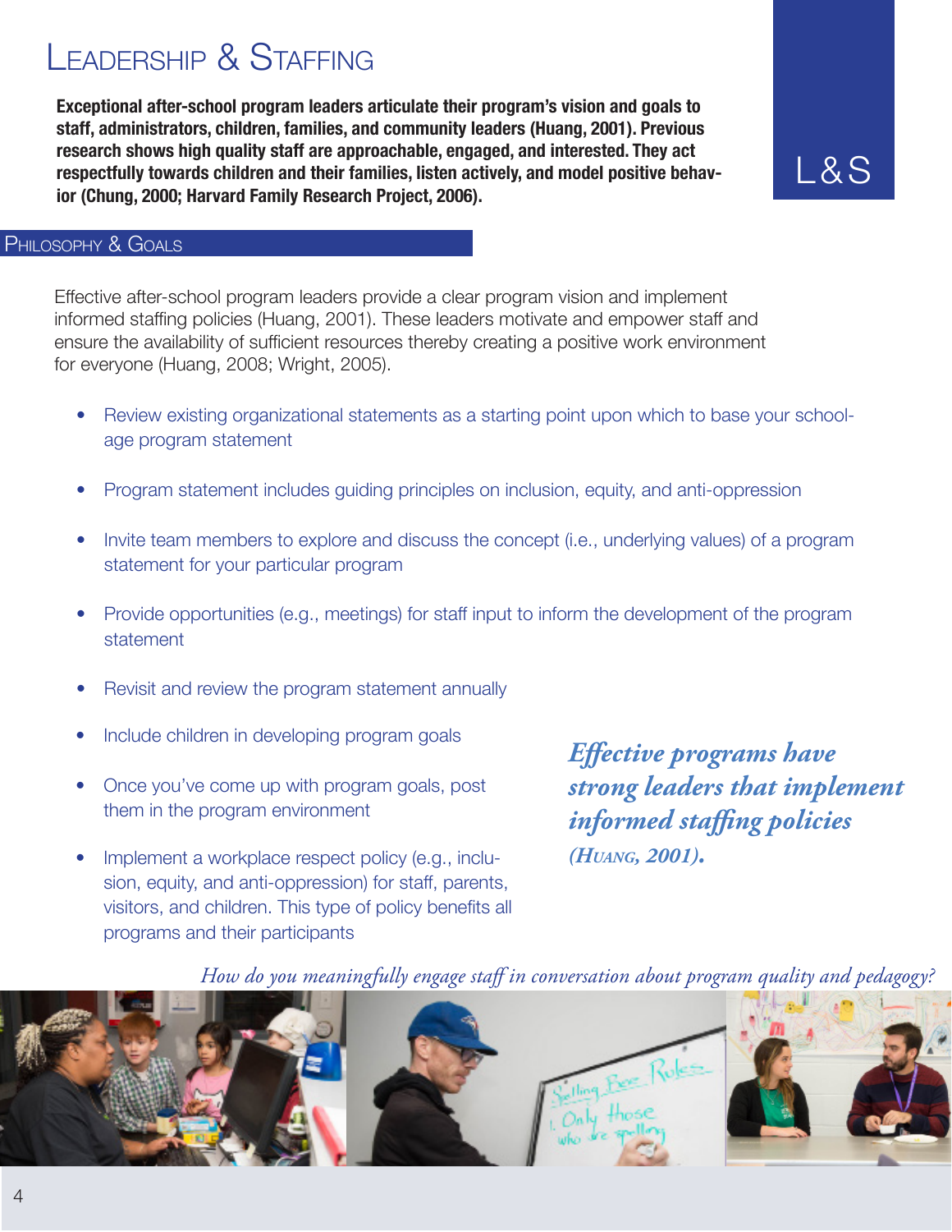# Leadership & Staffing

L&S

**Exceptional after-school program leaders articulate their program's vision and goals to staff, administrators, children, families, and community leaders (Huang, 2001). Previous research shows high quality staff are approachable, engaged, and interested. They act respectfully towards children and their families, listen actively, and model positive behavior (Chung, 2000; Harvard Family Research Project, 2006).**

## Philosophy & Goals

Effective after-school program leaders provide a clear program vision and implement informed staffing policies (Huang, 2001). These leaders motivate and empower staff and ensure the availability of sufficient resources thereby creating a positive work environment for everyone (Huang, 2008; Wright, 2005).

- Review existing organizational statements as a starting point upon which to base your school-age program statement
- Program statement includes guiding principles on inclusion, equity, and anti-oppression
- Invite team members to explore and discuss the concept (i.e., underlying values) of a program statement for your particular program
- Provide opportunities (e.g., meetings) for staff input to inform the development of the program statement
- Revisit and review the program statement annually
- Include children in developing program goals
- Once you've come up with program goals, post them in the program environment
- Implement a workplace respect policy (e.g., inclusion, equity, and anti-oppression) for staff, parents, visitors, and children. This type of policy benefits all programs and their participants

***Effective programs have strong leaders that implement informed staffing policies (Huang, 2001).***

*How do you meaningfully engage staff in conversation about program quality and pedagogy?*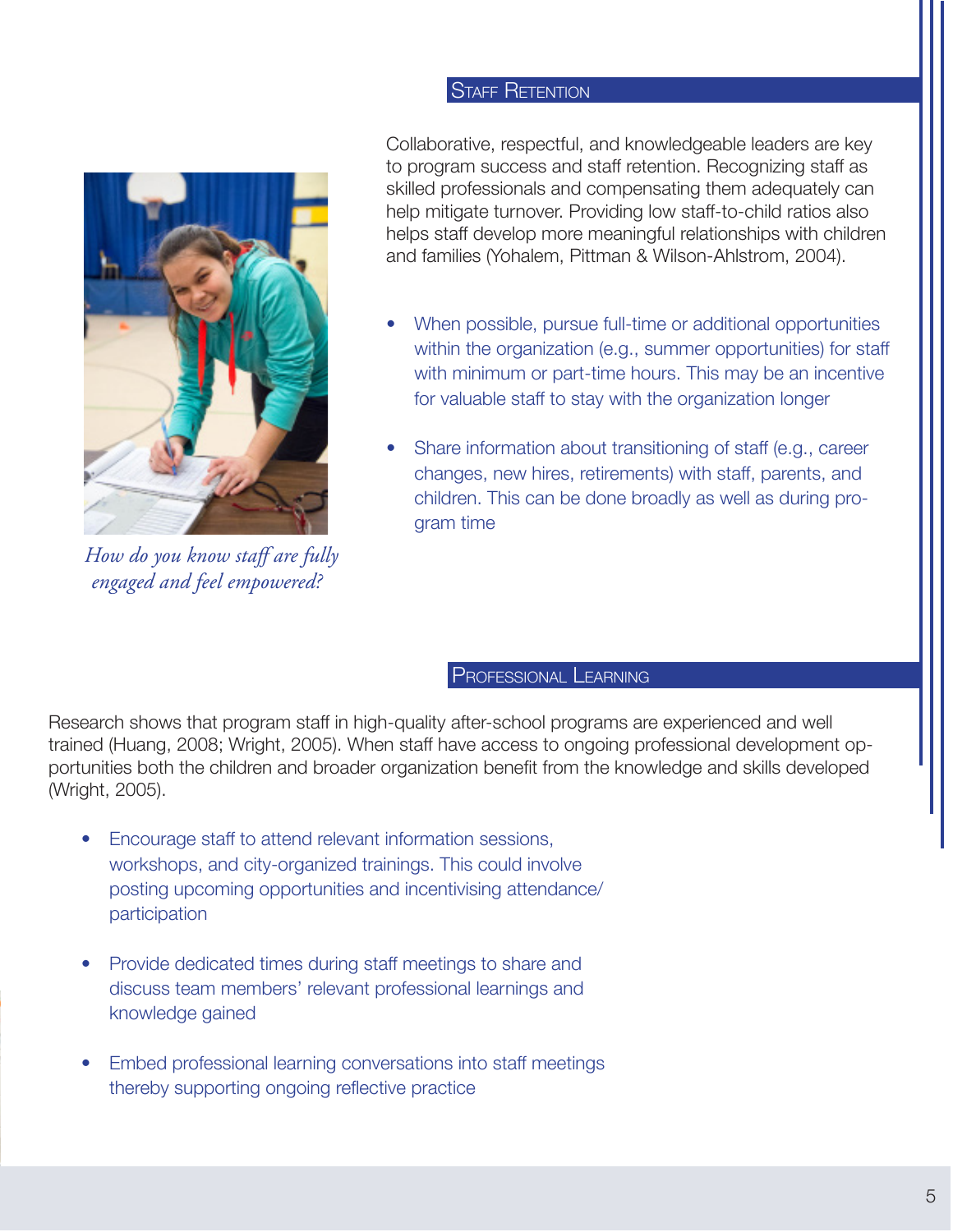## Staff Retention

Collaborative, respectful, and knowledgeable leaders are key to program success and staff retention. Recognizing staff as skilled professionals and compensating them adequately can help mitigate turnover. Providing low staff-to-child ratios also helps staff develop more meaningful relationships with children and families (Yohalem, Pittman & Wilson-Ahlstrom, 2004).

- When possible, pursue full-time or additional opportunities within the organization (e.g., summer opportunities) for staff with minimum or part-time hours. This may be an incentive for valuable staff to stay with the organization longer
- Share information about transitioning of staff (e.g., career changes, new hires, retirements) with staff, parents, and children. This can be done broadly as well as during program time

*How do you know staff are fully engaged and feel empowered?*

## Professional Learning

Research shows that program staff in high-quality after-school programs are experienced and well trained (Huang, 2008; Wright, 2005). When staff have access to ongoing professional development opportunities both the children and broader organization benefit from the knowledge and skills developed (Wright, 2005).

- Encourage staff to attend relevant information sessions, workshops, and city-organized trainings. This could involve posting upcoming opportunities and incentivising attendance/participation
- Provide dedicated times during staff meetings to share and discuss team members' relevant professional learnings and knowledge gained
- Embed professional learning conversations into staff meetings thereby supporting ongoing reflective practice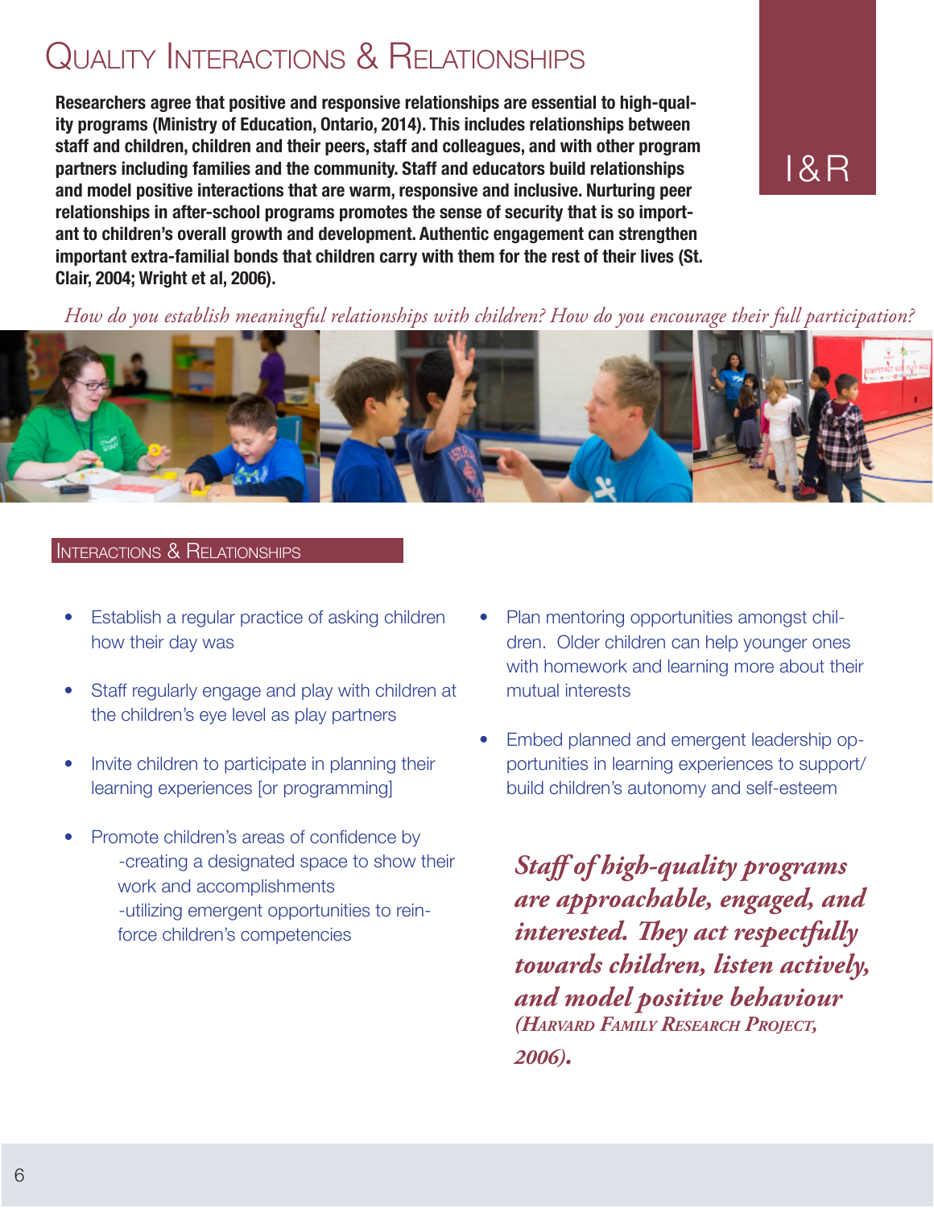# Quality Interactions & Relationships

I&R

**Researchers agree that positive and responsive relationships are essential to high-quality programs (Ministry of Education, Ontario, 2014). This includes relationships between staff and children, children and their peers, staff and colleagues, and with other program partners including families and the community. Staff and educators build relationships and model positive interactions that are warm, responsive and inclusive. Nurturing peer relationships in after-school programs promotes the sense of security that is so important to children's overall growth and development. Authentic engagement can strengthen important extra-familial bonds that children carry with them for the rest of their lives (St. Clair, 2004; Wright et al, 2006).**

*How do you establish meaningful relationships with children? How do you encourage their full participation?*

## Interactions & Relationships

- Establish a regular practice of asking children how their day was
- Staff regularly engage and play with children at the children's eye level as play partners
- Invite children to participate in planning their learning experiences [or programming]
- Promote children's areas of confidence by
  - -creating a designated space to show their work and accomplishments
  - -utilizing emergent opportunities to reinforce children's competencies
- Plan mentoring opportunities amongst children. Older children can help younger ones with homework and learning more about their mutual interests
- Embed planned and emergent leadership opportunities in learning experiences to support/build children's autonomy and self-esteem

***Staff of high-quality programs are approachable, engaged, and interested. They act respectfully towards children, listen actively, and model positive behaviour (Harvard Family Research Project, 2006).***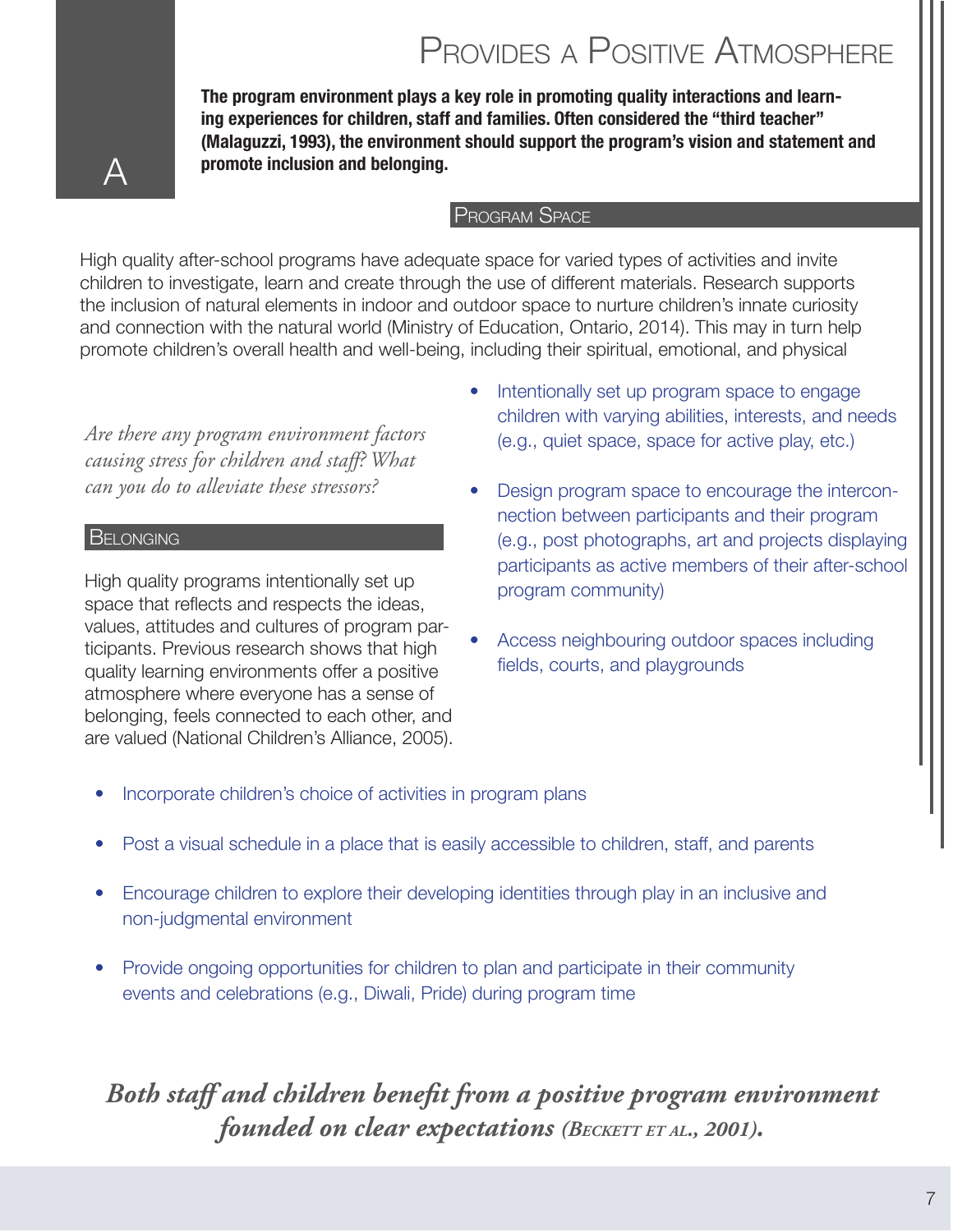# A — Provides a Positive Atmosphere

**The program environment plays a key role in promoting quality interactions and learning experiences for children, staff and families. Often considered the "third teacher" (Malaguzzi, 1993), the environment should support the program's vision and statement and promote inclusion and belonging.**

## Program Space

High quality after-school programs have adequate space for varied types of activities and invite children to investigate, learn and create through the use of different materials. Research supports the inclusion of natural elements in indoor and outdoor space to nurture children's innate curiosity and connection with the natural world (Ministry of Education, Ontario, 2014). This may in turn help promote children's overall health and well-being, including their spiritual, emotional, and physical

- Intentionally set up program space to engage children with varying abilities, interests, and needs (e.g., quiet space, space for active play, etc.)
- Design program space to encourage the interconnection between participants and their program (e.g., post photographs, art and projects displaying participants as active members of their after-school program community)
- Access neighbouring outdoor spaces including fields, courts, and playgrounds

*Are there any program environment factors causing stress for children and staff? What can you do to alleviate these stressors?*

## Belonging

High quality programs intentionally set up space that reflects and respects the ideas, values, attitudes and cultures of program participants. Previous research shows that high quality learning environments offer a positive atmosphere where everyone has a sense of belonging, feels connected to each other, and are valued (National Children's Alliance, 2005).

- Incorporate children's choice of activities in program plans
- Post a visual schedule in a place that is easily accessible to children, staff, and parents
- Encourage children to explore their developing identities through play in an inclusive and non-judgmental environment
- Provide ongoing opportunities for children to plan and participate in their community events and celebrations (e.g., Diwali, Pride) during program time

***Both staff and children benefit from a positive program environment founded on clear expectations (Beckett et al., 2001).***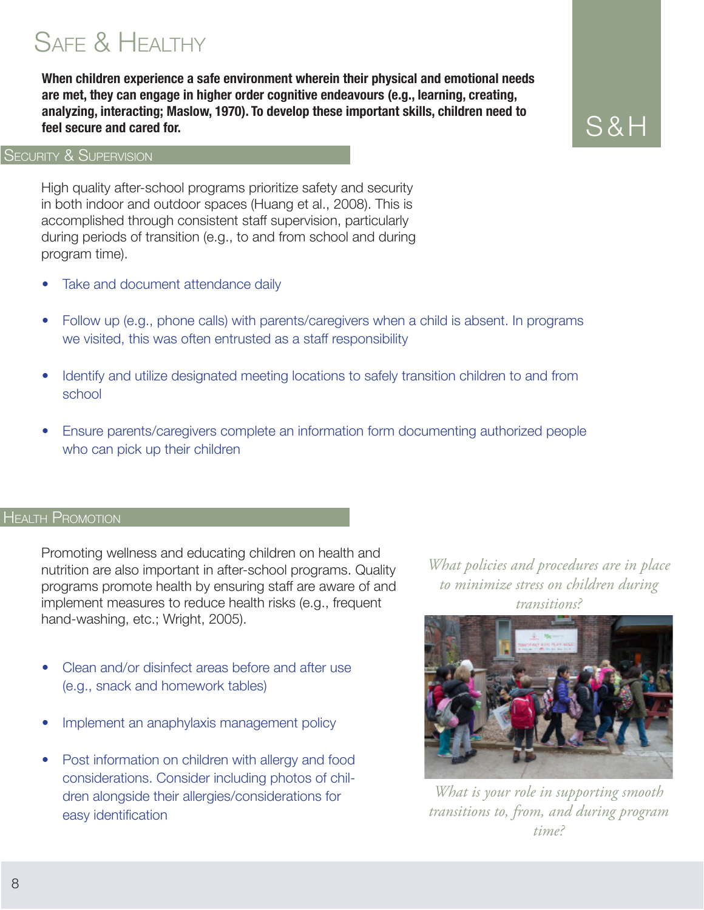# Safe & Healthy

S&H

**When children experience a safe environment wherein their physical and emotional needs are met, they can engage in higher order cognitive endeavours (e.g., learning, creating, analyzing, interacting; Maslow, 1970). To develop these important skills, children need to feel secure and cared for.**

## Security & Supervision

High quality after-school programs prioritize safety and security in both indoor and outdoor spaces (Huang et al., 2008). This is accomplished through consistent staff supervision, particularly during periods of transition (e.g., to and from school and during program time).

- Take and document attendance daily
- Follow up (e.g., phone calls) with parents/caregivers when a child is absent. In programs we visited, this was often entrusted as a staff responsibility
- Identify and utilize designated meeting locations to safely transition children to and from school
- Ensure parents/caregivers complete an information form documenting authorized people who can pick up their children

## Health Promotion

Promoting wellness and educating children on health and nutrition are also important in after-school programs. Quality programs promote health by ensuring staff are aware of and implement measures to reduce health risks (e.g., frequent hand-washing, etc.; Wright, 2005).

- Clean and/or disinfect areas before and after use (e.g., snack and homework tables)
- Implement an anaphylaxis management policy
- Post information on children with allergy and food considerations. Consider including photos of children alongside their allergies/considerations for easy identification

*What policies and procedures are in place to minimize stress on children during transitions?*

*What is your role in supporting smooth transitions to, from, and during program time?*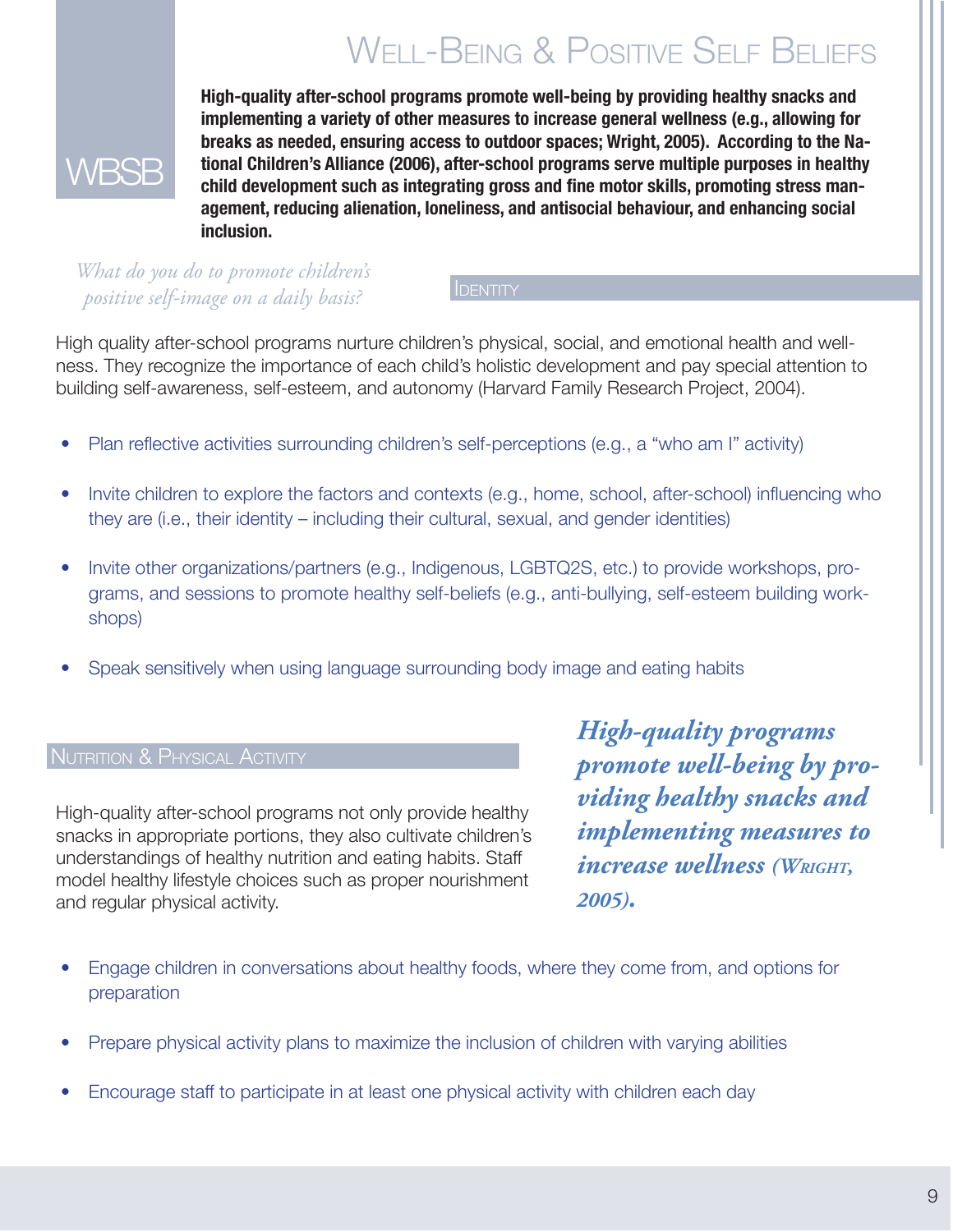# Well-Being & Positive Self Beliefs

WBSB

**High-quality after-school programs promote well-being by providing healthy snacks and implementing a variety of other measures to increase general wellness (e.g., allowing for breaks as needed, ensuring access to outdoor spaces; Wright, 2005). According to the National Children's Alliance (2006), after-school programs serve multiple purposes in healthy child development such as integrating gross and fine motor skills, promoting stress management, reducing alienation, loneliness, and antisocial behaviour, and enhancing social inclusion.**

*What do you do to promote children's positive self-image on a daily basis?*

## Identity

High quality after-school programs nurture children's physical, social, and emotional health and wellness. They recognize the importance of each child's holistic development and pay special attention to building self-awareness, self-esteem, and autonomy (Harvard Family Research Project, 2004).

- Plan reflective activities surrounding children's self-perceptions (e.g., a "who am I" activity)
- Invite children to explore the factors and contexts (e.g., home, school, after-school) influencing who they are (i.e., their identity – including their cultural, sexual, and gender identities)
- Invite other organizations/partners (e.g., Indigenous, LGBTQ2S, etc.) to provide workshops, programs, and sessions to promote healthy self-beliefs (e.g., anti-bullying, self-esteem building workshops)
- Speak sensitively when using language surrounding body image and eating habits

## Nutrition & Physical Activity

High-quality after-school programs not only provide healthy snacks in appropriate portions, they also cultivate children's understandings of healthy nutrition and eating habits. Staff model healthy lifestyle choices such as proper nourishment and regular physical activity.

***High-quality programs promote well-being by providing healthy snacks and implementing measures to increase wellness (Wright, 2005).***

- Engage children in conversations about healthy foods, where they come from, and options for preparation
- Prepare physical activity plans to maximize the inclusion of children with varying abilities
- Encourage staff to participate in at least one physical activity with children each day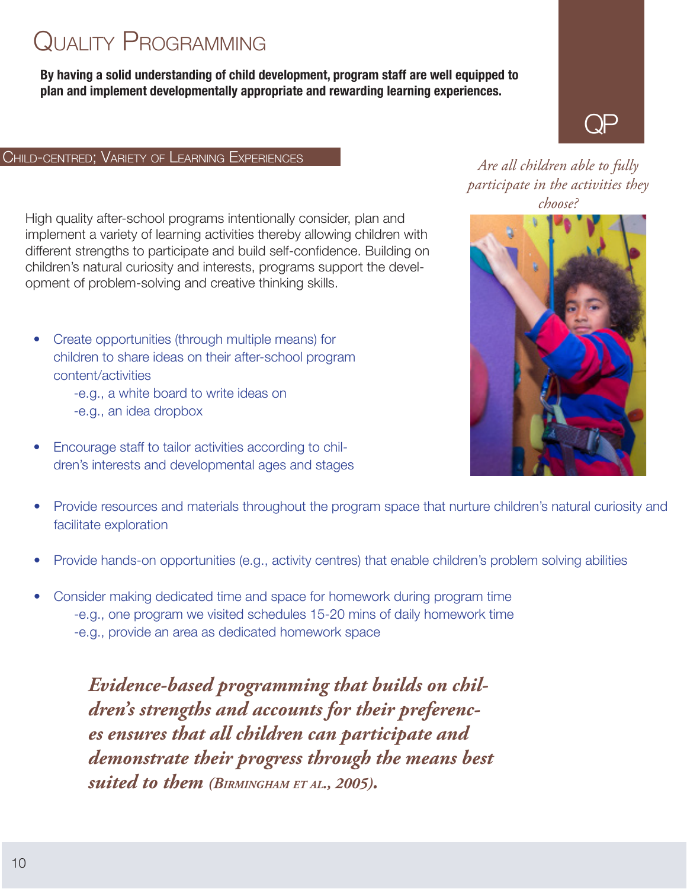# Quality Programming

**By having a solid understanding of child development, program staff are well equipped to plan and implement developmentally appropriate and rewarding learning experiences.**

QP

## Child-centred; Variety of Learning Experiences

*Are all children able to fully participate in the activities they choose?*

High quality after-school programs intentionally consider, plan and implement a variety of learning activities thereby allowing children with different strengths to participate and build self-confidence. Building on children's natural curiosity and interests, programs support the development of problem-solving and creative thinking skills.

- Create opportunities (through multiple means) for children to share ideas on their after-school program content/activities
  - -e.g., a white board to write ideas on
  - -e.g., an idea dropbox
- Encourage staff to tailor activities according to children's interests and developmental ages and stages
- Provide resources and materials throughout the program space that nurture children's natural curiosity and facilitate exploration
- Provide hands-on opportunities (e.g., activity centres) that enable children's problem solving abilities
- Consider making dedicated time and space for homework during program time
  - -e.g., one program we visited schedules 15-20 mins of daily homework time
  - -e.g., provide an area as dedicated homework space

***Evidence-based programming that builds on children's strengths and accounts for their preferences ensures that all children can participate and demonstrate their progress through the means best suited to them (Birmingham et al., 2005).***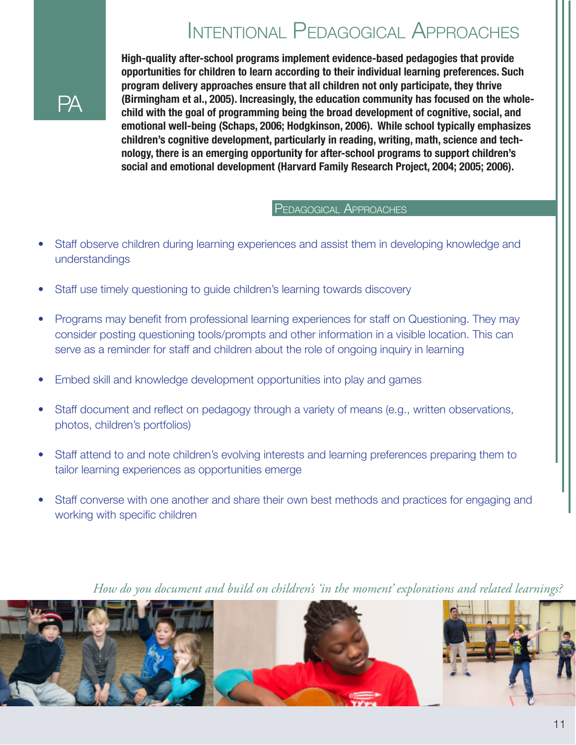PA

# Intentional Pedagogical Approaches

**High-quality after-school programs implement evidence-based pedagogies that provide opportunities for children to learn according to their individual learning preferences. Such program delivery approaches ensure that all children not only participate, they thrive (Birmingham et al., 2005). Increasingly, the education community has focused on the whole-child with the goal of programming being the broad development of cognitive, social, and emotional well-being (Schaps, 2006; Hodgkinson, 2006). While school typically emphasizes children's cognitive development, particularly in reading, writing, math, science and technology, there is an emerging opportunity for after-school programs to support children's social and emotional development (Harvard Family Research Project, 2004; 2005; 2006).**

## Pedagogical Approaches

- Staff observe children during learning experiences and assist them in developing knowledge and understandings
- Staff use timely questioning to guide children's learning towards discovery
- Programs may benefit from professional learning experiences for staff on Questioning. They may consider posting questioning tools/prompts and other information in a visible location. This can serve as a reminder for staff and children about the role of ongoing inquiry in learning
- Embed skill and knowledge development opportunities into play and games
- Staff document and reflect on pedagogy through a variety of means (e.g., written observations, photos, children's portfolios)
- Staff attend to and note children's evolving interests and learning preferences preparing them to tailor learning experiences as opportunities emerge
- Staff converse with one another and share their own best methods and practices for engaging and working with specific children

*How do you document and build on children's 'in the moment' explorations and related learnings?*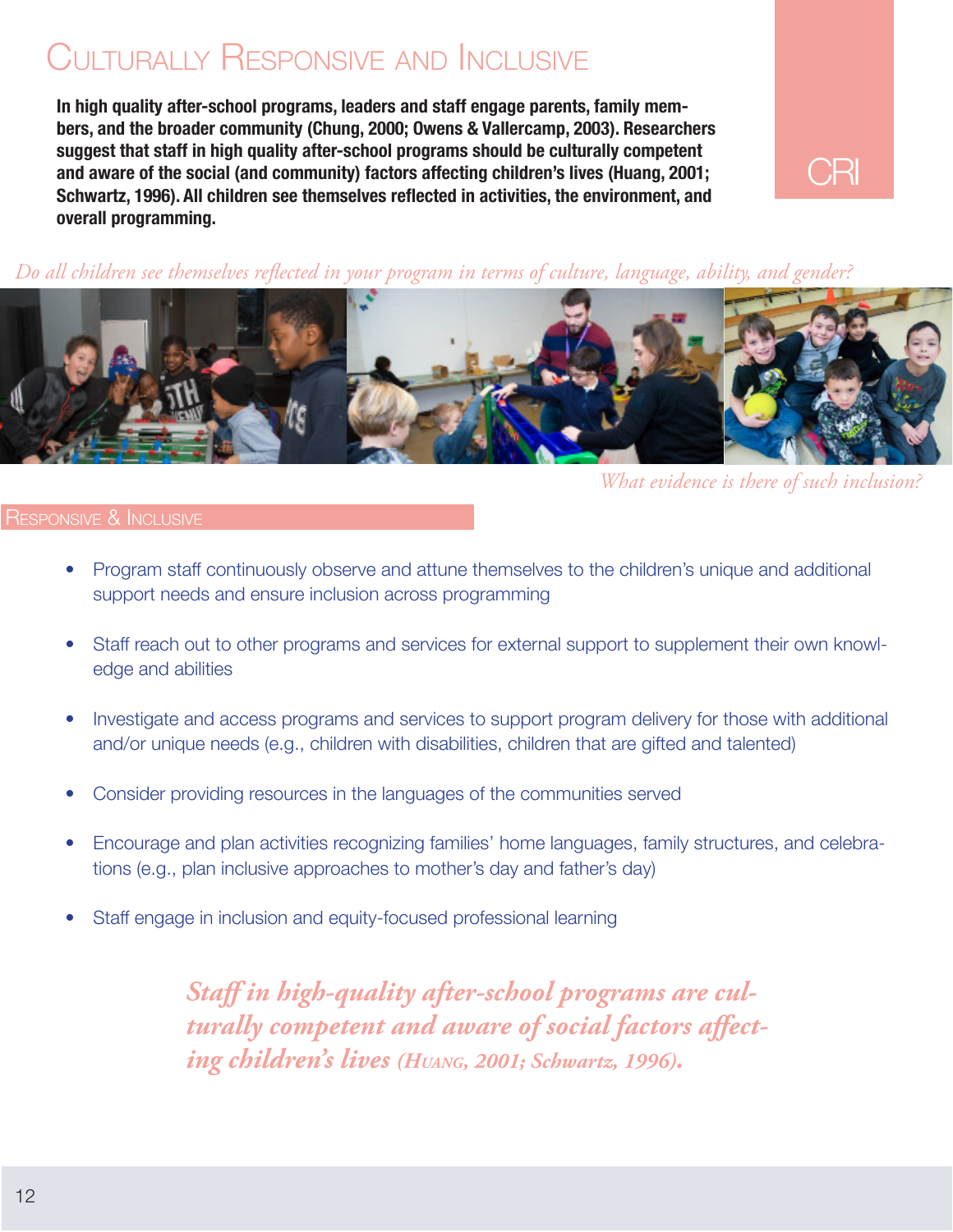# Culturally Responsive and Inclusive

**In high quality after-school programs, leaders and staff engage parents, family members, and the broader community (Chung, 2000; Owens & Vallercamp, 2003). Researchers suggest that staff in high quality after-school programs should be culturally competent and aware of the social (and community) factors affecting children's lives (Huang, 2001; Schwartz, 1996). All children see themselves reflected in activities, the environment, and overall programming.**

CRI

*Do all children see themselves reflected in your program in terms of culture, language, ability, and gender?*

*What evidence is there of such inclusion?*

## Responsive & Inclusive

- Program staff continuously observe and attune themselves to the children's unique and additional support needs and ensure inclusion across programming
- Staff reach out to other programs and services for external support to supplement their own knowledge and abilities
- Investigate and access programs and services to support program delivery for those with additional and/or unique needs (e.g., children with disabilities, children that are gifted and talented)
- Consider providing resources in the languages of the communities served
- Encourage and plan activities recognizing families' home languages, family structures, and celebrations (e.g., plan inclusive approaches to mother's day and father's day)
- Staff engage in inclusion and equity-focused professional learning

***Staff in high-quality after-school programs are culturally competent and aware of social factors affecting children's lives (Huang, 2001; Schwartz, 1996).***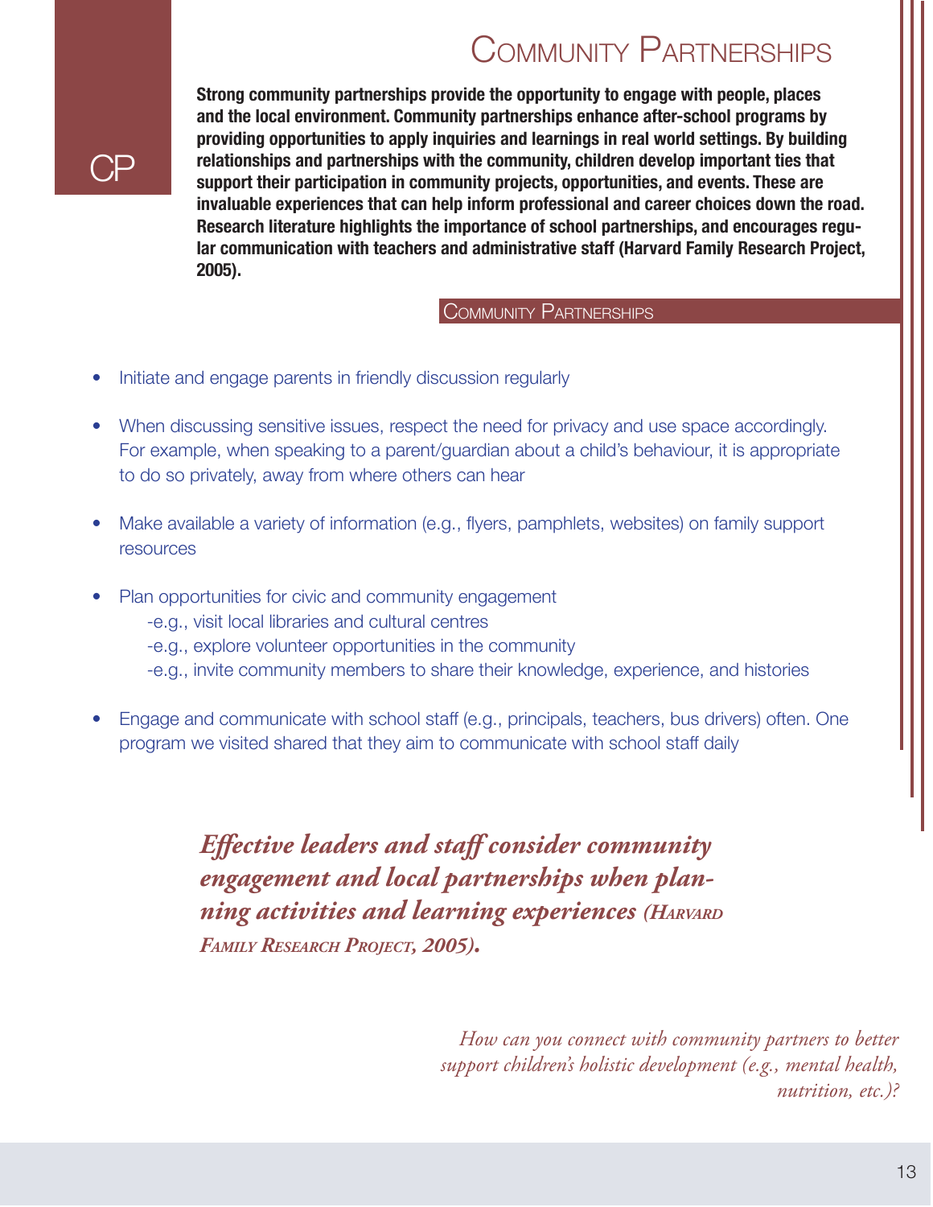CP

# Community Partnerships

**Strong community partnerships provide the opportunity to engage with people, places and the local environment. Community partnerships enhance after-school programs by providing opportunities to apply inquiries and learnings in real world settings. By building relationships and partnerships with the community, children develop important ties that support their participation in community projects, opportunities, and events. These are invaluable experiences that can help inform professional and career choices down the road. Research literature highlights the importance of school partnerships, and encourages regular communication with teachers and administrative staff (Harvard Family Research Project, 2005).**

## Community Partnerships

- Initiate and engage parents in friendly discussion regularly
- When discussing sensitive issues, respect the need for privacy and use space accordingly. For example, when speaking to a parent/guardian about a child's behaviour, it is appropriate to do so privately, away from where others can hear
- Make available a variety of information (e.g., flyers, pamphlets, websites) on family support resources
- Plan opportunities for civic and community engagement
  - -e.g., visit local libraries and cultural centres
  - -e.g., explore volunteer opportunities in the community
  - -e.g., invite community members to share their knowledge, experience, and histories
- Engage and communicate with school staff (e.g., principals, teachers, bus drivers) often. One program we visited shared that they aim to communicate with school staff daily

***Effective leaders and staff consider community engagement and local partnerships when planning activities and learning experiences (Harvard Family Research Project, 2005).***

*How can you connect with community partners to better support children's holistic development (e.g., mental health, nutrition, etc.)?*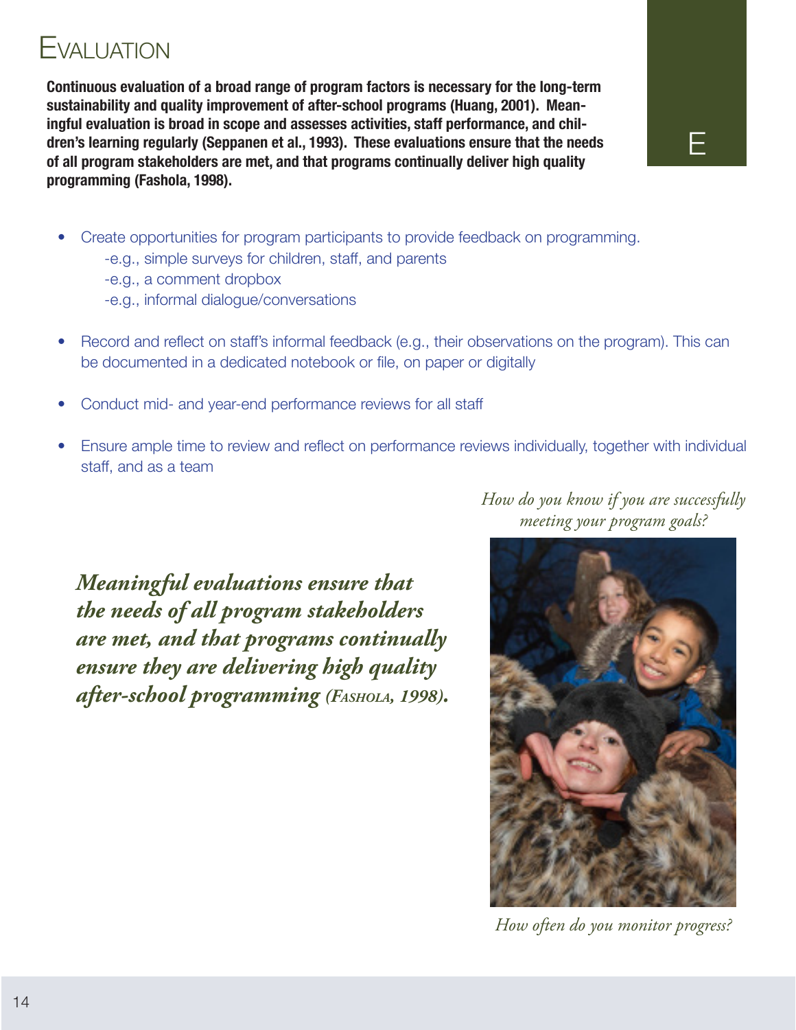# Evaluation

**Continuous evaluation of a broad range of program factors is necessary for the long-term sustainability and quality improvement of after-school programs (Huang, 2001). Meaningful evaluation is broad in scope and assesses activities, staff performance, and children's learning regularly (Seppanen et al., 1993). These evaluations ensure that the needs of all program stakeholders are met, and that programs continually deliver high quality programming (Fashola, 1998).**

E

- Create opportunities for program participants to provide feedback on programming.
  - -e.g., simple surveys for children, staff, and parents
  - -e.g., a comment dropbox
  - -e.g., informal dialogue/conversations
- Record and reflect on staff's informal feedback (e.g., their observations on the program). This can be documented in a dedicated notebook or file, on paper or digitally
- Conduct mid- and year-end performance reviews for all staff
- Ensure ample time to review and reflect on performance reviews individually, together with individual staff, and as a team

*How do you know if you are successfully meeting your program goals?*

***Meaningful evaluations ensure that the needs of all program stakeholders are met, and that programs continually ensure they are delivering high quality after-school programming (Fashola, 1998).***

*How often do you monitor progress?*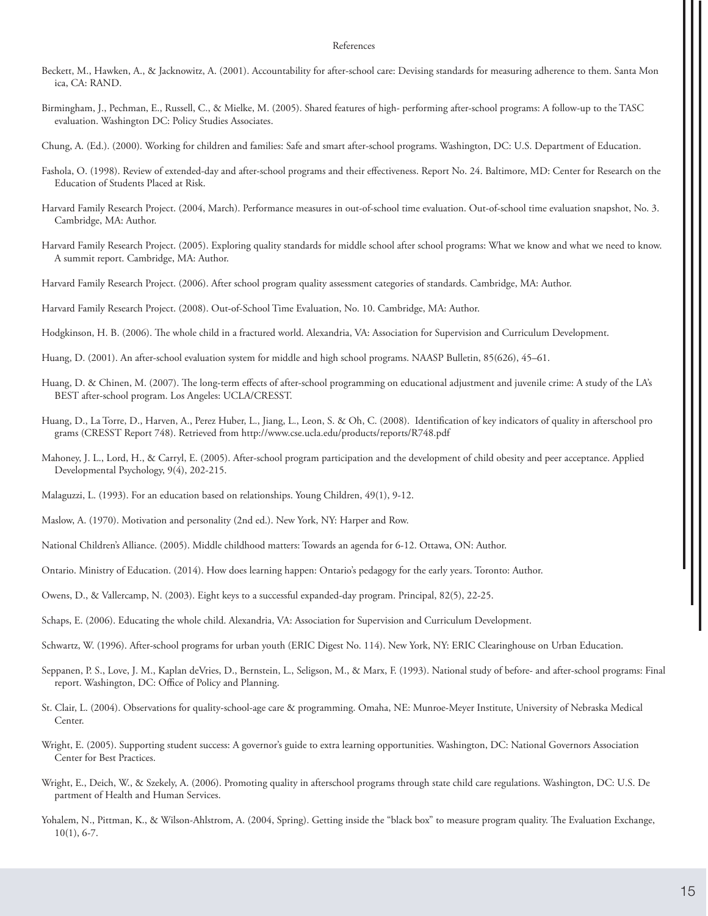# References

Beckett, M., Hawken, A., & Jacknowitz, A. (2001). Accountability for after-school care: Devising standards for measuring adherence to them. Santa Monica, CA: RAND.

Birmingham, J., Pechman, E., Russell, C., & Mielke, M. (2005). Shared features of high- performing after-school programs: A follow-up to the TASC evaluation. Washington DC: Policy Studies Associates.

Chung, A. (Ed.). (2000). Working for children and families: Safe and smart after-school programs. Washington, DC: U.S. Department of Education.

Fashola, O. (1998). Review of extended-day and after-school programs and their effectiveness. Report No. 24. Baltimore, MD: Center for Research on the Education of Students Placed at Risk.

Harvard Family Research Project. (2004, March). Performance measures in out-of-school time evaluation. Out-of-school time evaluation snapshot, No. 3. Cambridge, MA: Author.

Harvard Family Research Project. (2005). Exploring quality standards for middle school after school programs: What we know and what we need to know. A summit report. Cambridge, MA: Author.

Harvard Family Research Project. (2006). After school program quality assessment categories of standards. Cambridge, MA: Author.

Harvard Family Research Project. (2008). Out-of-School Time Evaluation, No. 10. Cambridge, MA: Author.

Hodgkinson, H. B. (2006). The whole child in a fractured world. Alexandria, VA: Association for Supervision and Curriculum Development.

Huang, D. (2001). An after-school evaluation system for middle and high school programs. NAASP Bulletin, 85(626), 45–61.

Huang, D. & Chinen, M. (2007). The long-term effects of after-school programming on educational adjustment and juvenile crime: A study of the LA's BEST after-school program. Los Angeles: UCLA/CRESST.

Huang, D., La Torre, D., Harven, A., Perez Huber, L., Jiang, L., Leon, S. & Oh, C. (2008). Identification of key indicators of quality in afterschool programs (CRESST Report 748). Retrieved from http://www.cse.ucla.edu/products/reports/R748.pdf

Mahoney, J. L., Lord, H., & Carryl, E. (2005). After-school program participation and the development of child obesity and peer acceptance. Applied Developmental Psychology, 9(4), 202-215.

Malaguzzi, L. (1993). For an education based on relationships. Young Children, 49(1), 9-12.

Maslow, A. (1970). Motivation and personality (2nd ed.). New York, NY: Harper and Row.

National Children's Alliance. (2005). Middle childhood matters: Towards an agenda for 6-12. Ottawa, ON: Author.

Ontario. Ministry of Education. (2014). How does learning happen: Ontario's pedagogy for the early years. Toronto: Author.

Owens, D., & Vallercamp, N. (2003). Eight keys to a successful expanded-day program. Principal, 82(5), 22-25.

Schaps, E. (2006). Educating the whole child. Alexandria, VA: Association for Supervision and Curriculum Development.

Schwartz, W. (1996). After-school programs for urban youth (ERIC Digest No. 114). New York, NY: ERIC Clearinghouse on Urban Education.

Seppanen, P. S., Love, J. M., Kaplan deVries, D., Bernstein, L., Seligson, M., & Marx, F. (1993). National study of before- and after-school programs: Final report. Washington, DC: Office of Policy and Planning.

St. Clair, L. (2004). Observations for quality-school-age care & programming. Omaha, NE: Munroe-Meyer Institute, University of Nebraska Medical Center.

Wright, E. (2005). Supporting student success: A governor's guide to extra learning opportunities. Washington, DC: National Governors Association Center for Best Practices.

Wright, E., Deich, W., & Szekely, A. (2006). Promoting quality in afterschool programs through state child care regulations. Washington, DC: U.S. Department of Health and Human Services.

Yohalem, N., Pittman, K., & Wilson-Ahlstrom, A. (2004, Spring). Getting inside the "black box" to measure program quality. The Evaluation Exchange, 10(1), 6-7.